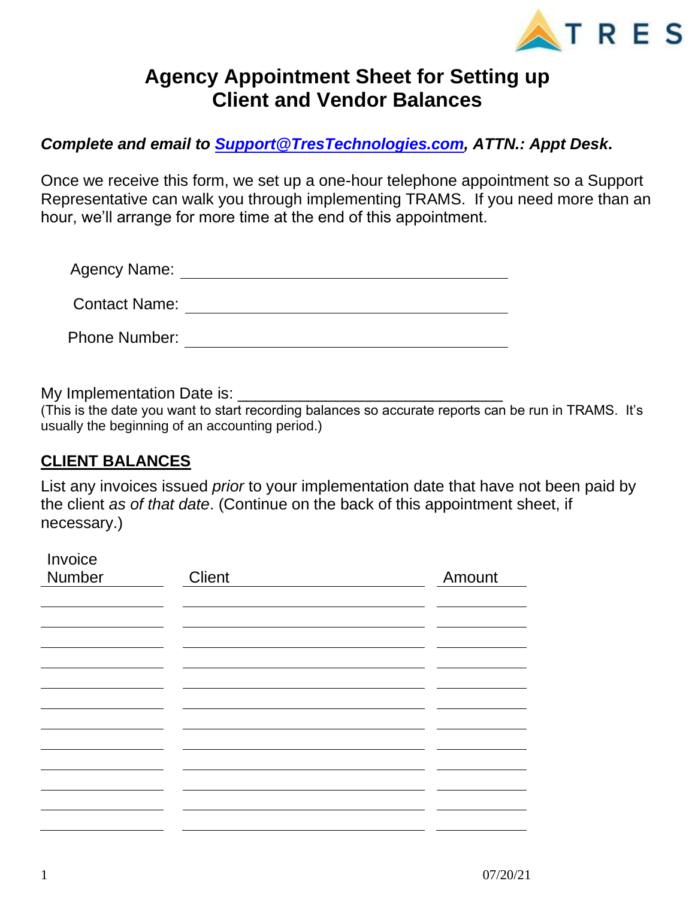# Agency Appointment Sheet for Setting up Client and Vendor Balances

***Complete and email to [Support@TresTechnologies.com](mailto:Support@TresTechnologies.com), ATTN.: Appt Desk.***

Once we receive this form, we set up a one-hour telephone appointment so a Support Representative can walk you through implementing TRAMS. If you need more than an hour, we'll arrange for more time at the end of this appointment.

Agency Name: ______________________________________

Contact Name: ______________________________________

Phone Number: ______________________________________

My Implementation Date is: ______________________________

(This is the date you want to start recording balances so accurate reports can be run in TRAMS. It's usually the beginning of an accounting period.)

## CLIENT BALANCES

List any invoices issued *prior* to your implementation date that have not been paid by the client *as of that date*. (Continue on the back of this appointment sheet, if necessary.)

| Invoice Number | Client | Amount |
|---|---|---|
| | | |
| | | |
| | | |
| | | |
| | | |
| | | |
| | | |
| | | |
| | | |
| | | |
| | | |
| | | |

07/20/21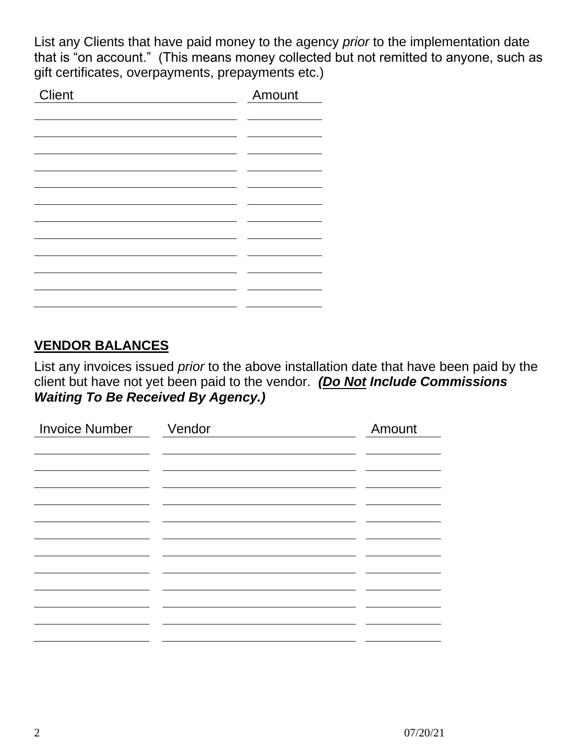List any Clients that have paid money to the agency *prior* to the implementation date that is "on account." (This means money collected but not remitted to anyone, such as gift certificates, overpayments, prepayments etc.)

| Client | Amount |
|---|---|
| | |
| | |
| | |
| | |
| | |
| | |
| | |
| | |
| | |
| | |
| | |
| | |

## VENDOR BALANCES

List any invoices issued *prior* to the above installation date that have been paid by the client but have not yet been paid to the vendor. ***(Do Not Include Commissions Waiting To Be Received By Agency.)***

| Invoice Number | Vendor | Amount |
|---|---|---|
| | | |
| | | |
| | | |
| | | |
| | | |
| | | |
| | | |
| | | |
| | | |
| | | |
| | | |
| | | |

07/20/21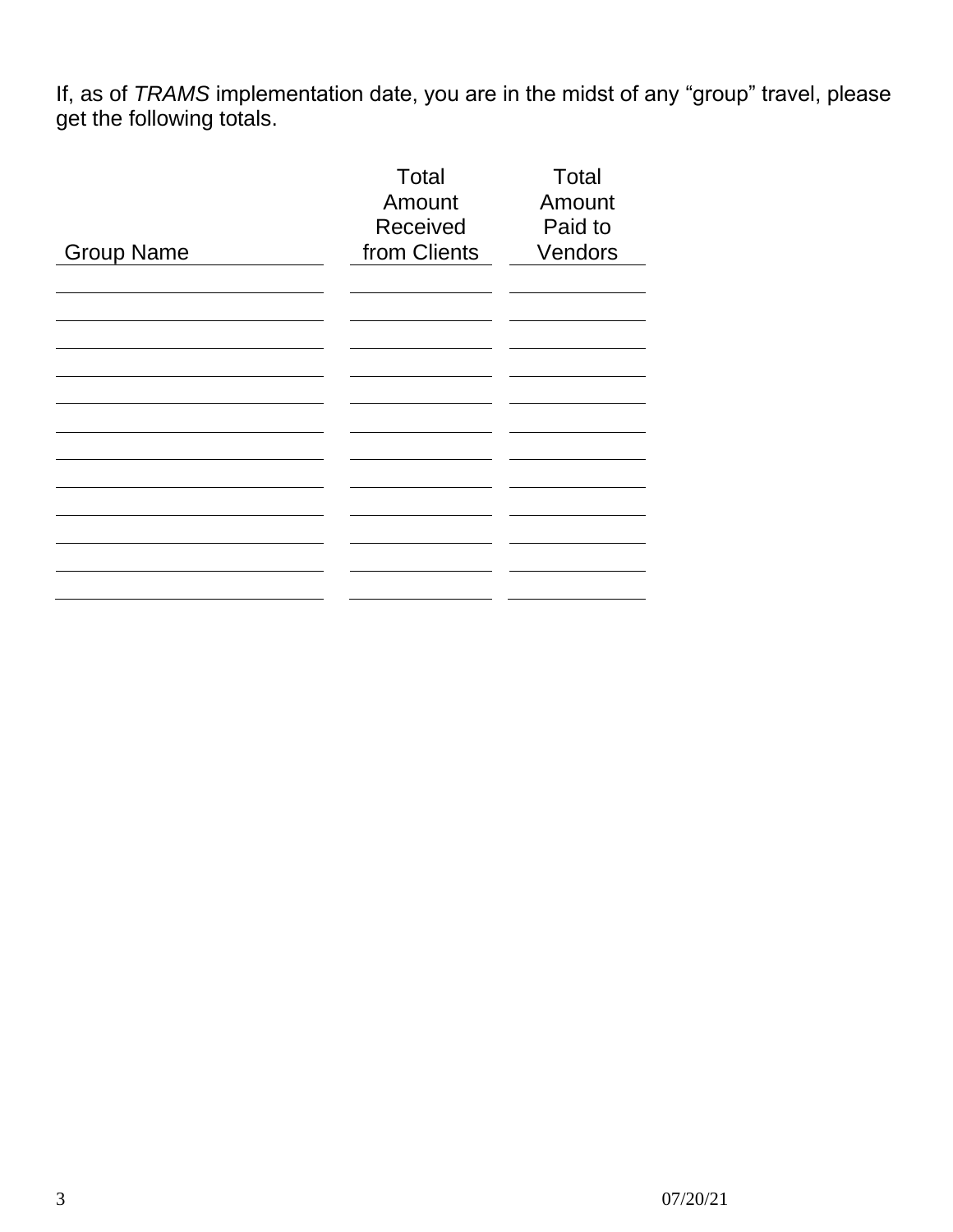If, as of *TRAMS* implementation date, you are in the midst of any "group" travel, please get the following totals.

| Group Name | Total Amount Received from Clients | Total Amount Paid to Vendors |
| --- | --- | --- |
| | | |
| | | |
| | | |
| | | |
| | | |
| | | |
| | | |
| | | |
| | | |
| | | |
| | | |
| | | |